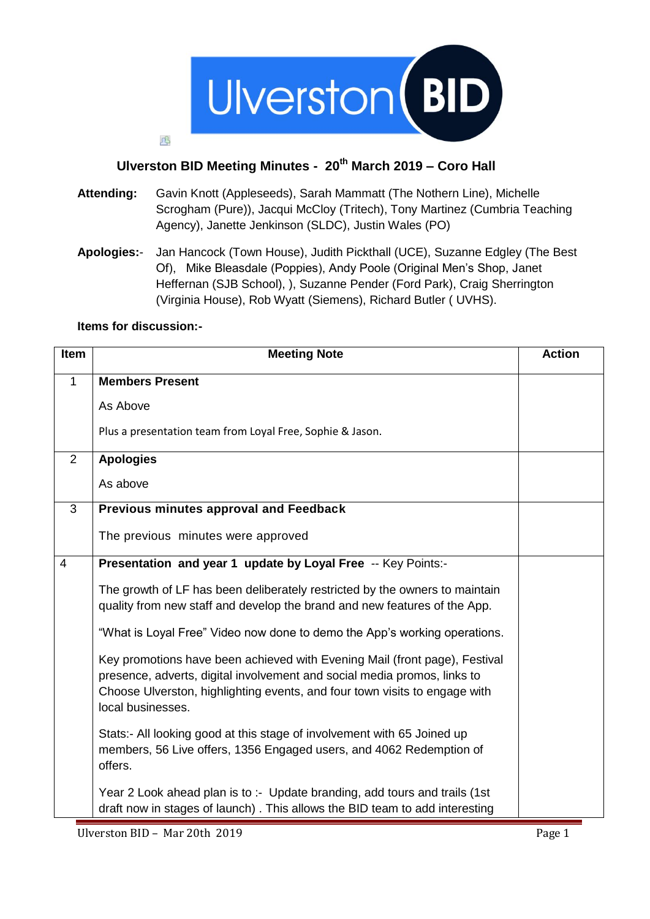# Ulverston BID Meeting Minutes - 20th March 2019 – Coro Hall

**Attending:** Gavin Knott (Appleseeds), Sarah Mammatt (The Nothern Line), Michelle Scrogham (Pure)), Jacqui McCloy (Tritech), Tony Martinez (Cumbria Teaching Agency), Janette Jenkinson (SLDC), Justin Wales (PO)

**Apologies:-** Jan Hancock (Town House), Judith Pickthall (UCE), Suzanne Edgley (The Best Of), Mike Bleasdale (Poppies), Andy Poole (Original Men's Shop, Janet Heffernan (SJB School), ), Suzanne Pender (Ford Park), Craig Sherrington (Virginia House), Rob Wyatt (Siemens), Richard Butler ( UVHS).

**Items for discussion:-**

| Item | Meeting Note | Action |
|---|---|---|
| 1 | **Members Present**<br><br>As Above<br><br>Plus a presentation team from Loyal Free, Sophie & Jason. | |
| 2 | **Apologies**<br><br>As above | |
| 3 | **Previous minutes approval and Feedback**<br><br>The previous minutes were approved | |
| 4 | **Presentation and year 1 update by Loyal Free** -- Key Points:-<br><br>The growth of LF has been deliberately restricted by the owners to maintain quality from new staff and develop the brand and new features of the App.<br><br>"What is Loyal Free" Video now done to demo the App's working operations.<br><br>Key promotions have been achieved with Evening Mail (front page), Festival presence, adverts, digital involvement and social media promos, links to Choose Ulverston, highlighting events, and four town visits to engage with local businesses.<br><br>Stats:- All looking good at this stage of involvement with 65 Joined up members, 56 Live offers, 1356 Engaged users, and 4062 Redemption of offers.<br><br>Year 2 Look ahead plan is to :- Update branding, add tours and trails (1st draft now in stages of launch) . This allows the BID team to add interesting | |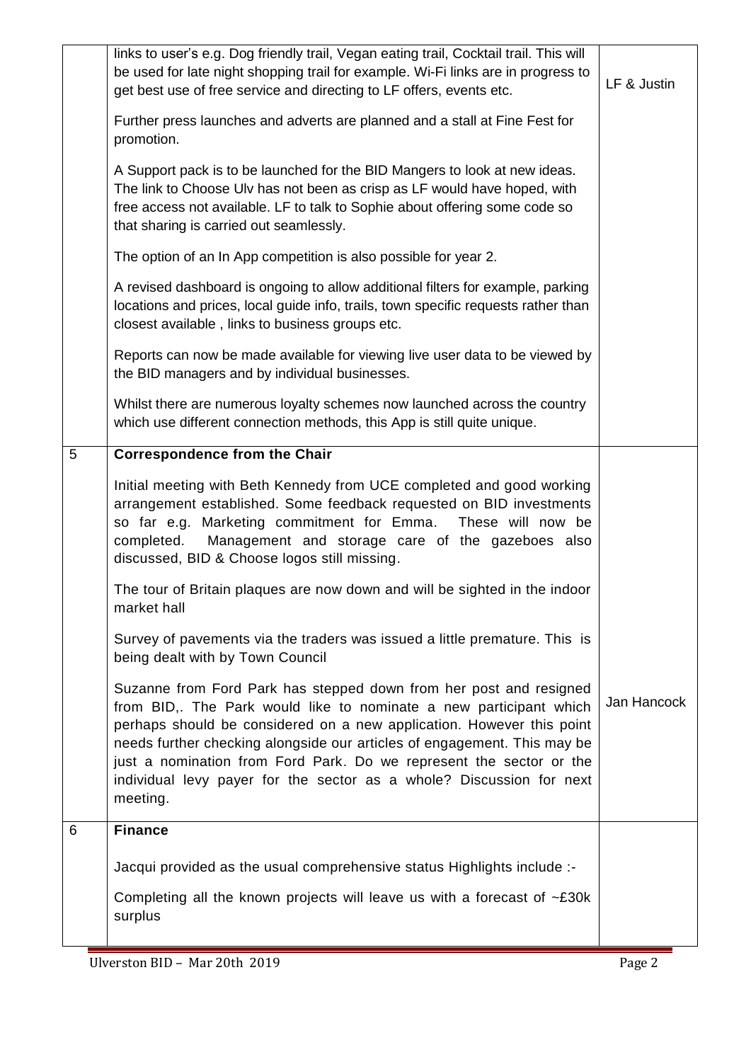| | | |
|---|---|---|
| | links to user's e.g. Dog friendly trail, Vegan eating trail, Cocktail trail. This will be used for late night shopping trail for example. Wi-Fi links are in progress to get best use of free service and directing to LF offers, events etc.<br><br>Further press launches and adverts are planned and a stall at Fine Fest for promotion.<br><br>A Support pack is to be launched for the BID Mangers to look at new ideas. The link to Choose Ulv has not been as crisp as LF would have hoped, with free access not available. LF to talk to Sophie about offering some code so that sharing is carried out seamlessly.<br><br>The option of an In App competition is also possible for year 2.<br><br>A revised dashboard is ongoing to allow additional filters for example, parking locations and prices, local guide info, trails, town specific requests rather than closest available , links to business groups etc.<br><br>Reports can now be made available for viewing live user data to be viewed by the BID managers and by individual businesses.<br><br>Whilst there are numerous loyalty schemes now launched across the country which use different connection methods, this App is still quite unique. | LF & Justin |
| 5 | **Correspondence from the Chair**<br><br>Initial meeting with Beth Kennedy from UCE completed and good working arrangement established. Some feedback requested on BID investments so far e.g. Marketing commitment for Emma. These will now be completed. Management and storage care of the gazeboes also discussed, BID & Choose logos still missing.<br><br>The tour of Britain plaques are now down and will be sighted in the indoor market hall<br><br>Survey of pavements via the traders was issued a little premature. This is being dealt with by Town Council<br><br>Suzanne from Ford Park has stepped down from her post and resigned from BID,. The Park would like to nominate a new participant which perhaps should be considered on a new application. However this point needs further checking alongside our articles of engagement. This may be just a nomination from Ford Park. Do we represent the sector or the individual levy payer for the sector as a whole? Discussion for next meeting. | Jan Hancock |
| 6 | **Finance**<br><br>Jacqui provided as the usual comprehensive status Highlights include :-<br><br>Completing all the known projects will leave us with a forecast of ~£30k surplus | |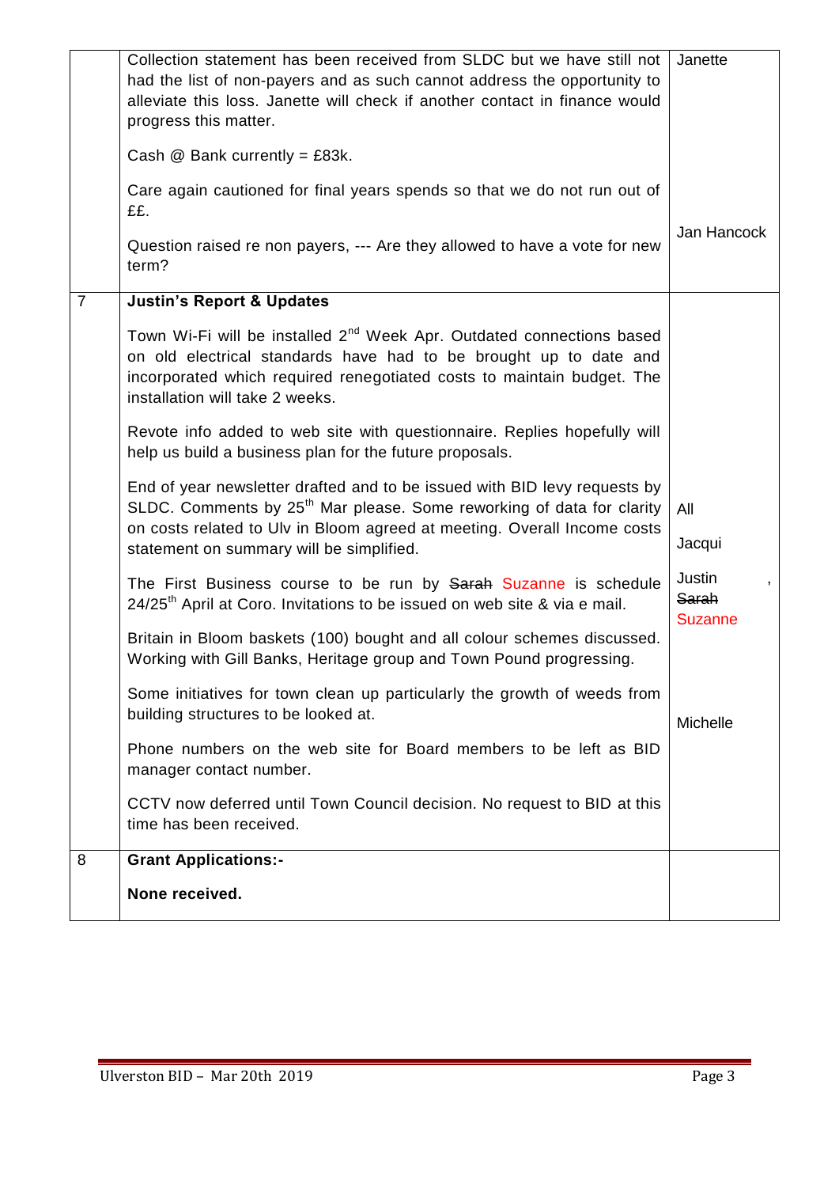|   |   |   |
|---|---|---|
|   | Collection statement has been received from SLDC but we have still not had the list of non-payers and as such cannot address the opportunity to alleviate this loss. Janette will check if another contact in finance would progress this matter.<br><br>Cash @ Bank currently = £83k.<br><br>Care again cautioned for final years spends so that we do not run out of ££.<br><br>Question raised re non payers, --- Are they allowed to have a vote for new term? | Janette<br><br><br><br><br><br>Jan Hancock |
| 7 | **Justin's Report & Updates**<br><br>Town Wi-Fi will be installed 2nd Week Apr. Outdated connections based on old electrical standards have had to be brought up to date and incorporated which required renegotiated costs to maintain budget. The installation will take 2 weeks.<br><br>Revote info added to web site with questionnaire. Replies hopefully will help us build a business plan for the future proposals.<br><br>End of year newsletter drafted and to be issued with BID levy requests by SLDC. Comments by 25th Mar please. Some reworking of data for clarity on costs related to Ulv in Bloom agreed at meeting. Overall Income costs statement on summary will be simplified.<br><br>The First Business course to be run by ~~Sarah~~ Suzanne is schedule 24/25th April at Coro. Invitations to be issued on web site & via e mail.<br><br>Britain in Bloom baskets (100) bought and all colour schemes discussed. Working with Gill Banks, Heritage group and Town Pound progressing.<br><br>Some initiatives for town clean up particularly the growth of weeds from building structures to be looked at.<br><br>Phone numbers on the web site for Board members to be left as BID manager contact number.<br><br>CCTV now deferred until Town Council decision. No request to BID at this time has been received. | <br><br><br><br><br><br><br><br>All<br><br>Jacqui<br><br>Justin ,<br>~~Sarah~~<br>Suzanne<br><br><br><br>Michelle |
| 8 | **Grant Applications:-**<br><br>**None received.** |   |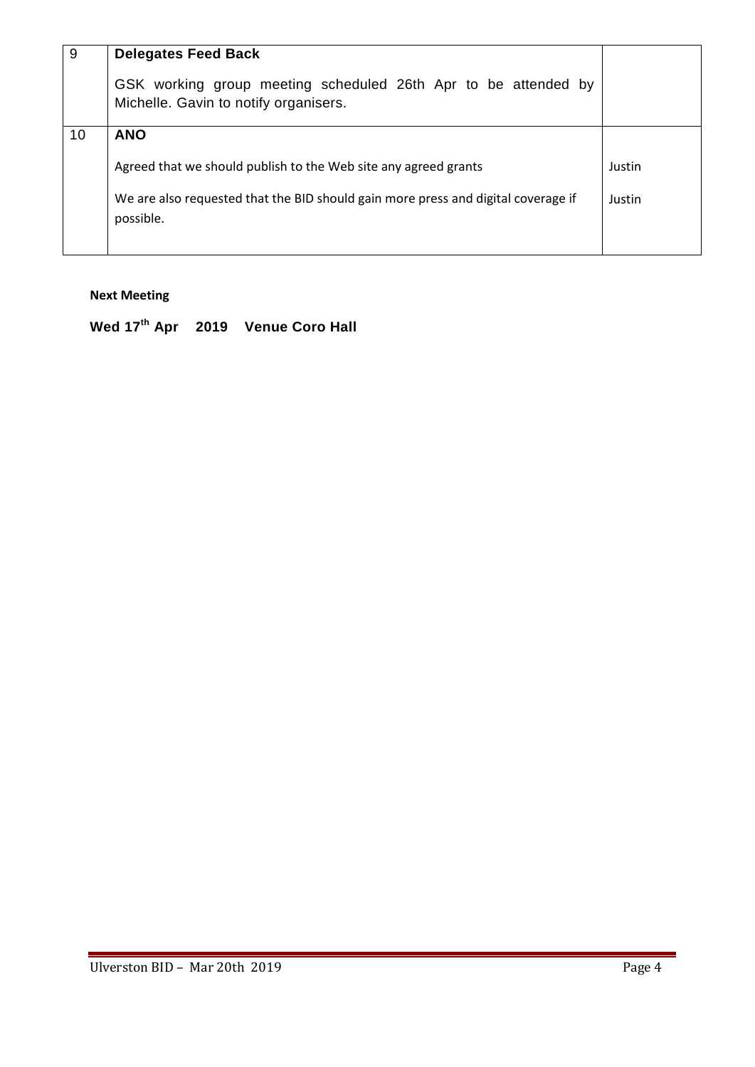| | | |
|---|---|---|
| 9 | **Delegates Feed Back**<br><br>GSK working group meeting scheduled 26th Apr to be attended by Michelle. Gavin to notify organisers. | |
| 10 | **ANO**<br><br>Agreed that we should publish to the Web site any agreed grants<br><br>We are also requested that the BID should gain more press and digital coverage if possible. | <br><br>Justin<br><br>Justin |

**Next Meeting**

**Wed 17th Apr 2019 Venue Coro Hall**